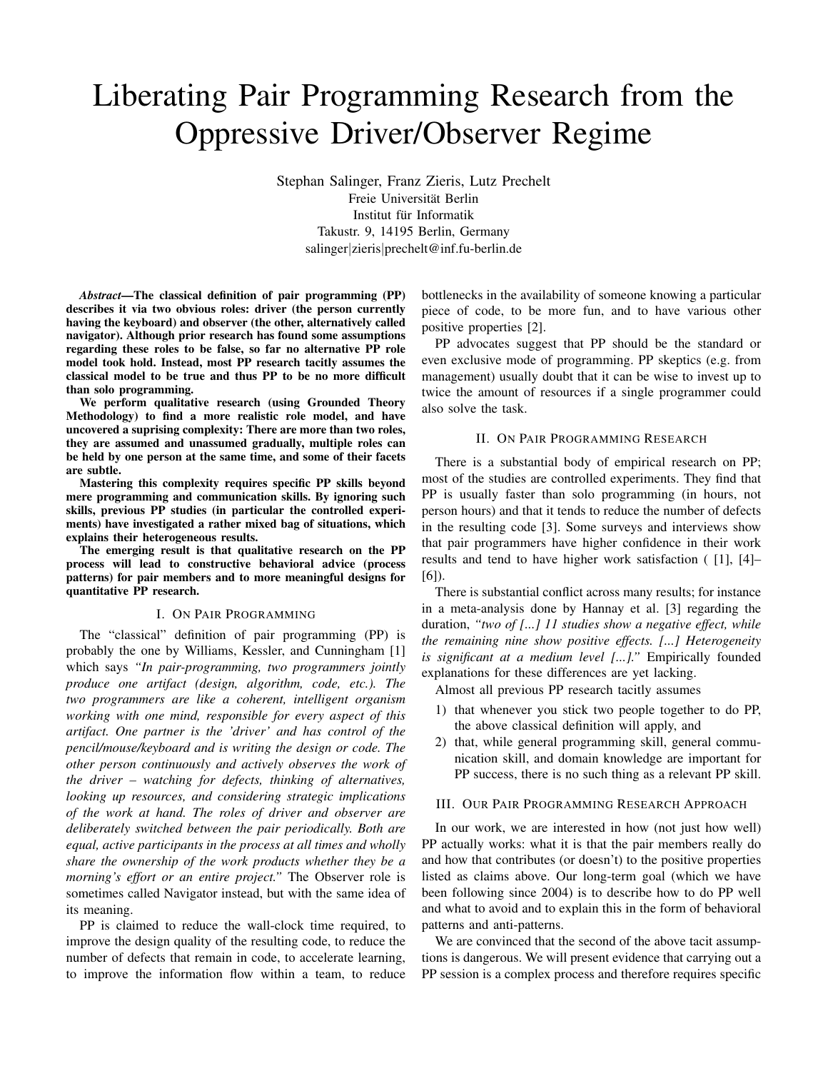// Liberating Pair Programming Research from the Oppressive Driver/Observer Regime

Stephan Salinger, Franz Zieris, Lutz Prechelt
Freie Universität Berlin
Institut für Informatik
Takustr. 9, 14195 Berlin, Germany
salinger|zieris|prechelt@inf.fu-berlin.de

***Abstract*—The classical definition of pair programming (PP) describes it via two obvious roles: driver (the person currently having the keyboard) and observer (the other, alternatively called navigator). Although prior research has found some assumptions regarding these roles to be false, so far no alternative PP role model took hold. Instead, most PP research tacitly assumes the classical model to be true and thus PP to be no more difficult than solo programming.**

**We perform qualitative research (using Grounded Theory Methodology) to find a more realistic role model, and have uncovered a suprising complexity: There are more than two roles, they are assumed and unassumed gradually, multiple roles can be held by one person at the same time, and some of their facets are subtle.**

**Mastering this complexity requires specific PP skills beyond mere programming and communication skills. By ignoring such skills, previous PP studies (in particular the controlled experiments) have investigated a rather mixed bag of situations, which explains their heterogeneous results.**

**The emerging result is that qualitative research on the PP process will lead to constructive behavioral advice (process patterns) for pair members and to more meaningful designs for quantitative PP research.**

## I. On Pair Programming

The "classical" definition of pair programming (PP) is probably the one by Williams, Kessler, and Cunningham [1] which says *"In pair-programming, two programmers jointly produce one artifact (design, algorithm, code, etc.). The two programmers are like a coherent, intelligent organism working with one mind, responsible for every aspect of this artifact. One partner is the 'driver' and has control of the pencil/mouse/keyboard and is writing the design or code. The other person continuously and actively observes the work of the driver – watching for defects, thinking of alternatives, looking up resources, and considering strategic implications of the work at hand. The roles of driver and observer are deliberately switched between the pair periodically. Both are equal, active participants in the process at all times and wholly share the ownership of the work products whether they be a morning's effort or an entire project."* The Observer role is sometimes called Navigator instead, but with the same idea of its meaning.

PP is claimed to reduce the wall-clock time required, to improve the design quality of the resulting code, to reduce the number of defects that remain in code, to accelerate learning, to improve the information flow within a team, to reduce bottlenecks in the availability of someone knowing a particular piece of code, to be more fun, and to have various other positive properties [2].

PP advocates suggest that PP should be the standard or even exclusive mode of programming. PP skeptics (e.g. from management) usually doubt that it can be wise to invest up to twice the amount of resources if a single programmer could also solve the task.

## II. On Pair Programming Research

There is a substantial body of empirical research on PP; most of the studies are controlled experiments. They find that PP is usually faster than solo programming (in hours, not person hours) and that it tends to reduce the number of defects in the resulting code [3]. Some surveys and interviews show that pair programmers have higher confidence in their work results and tend to have higher work satisfaction ( [1], [4]–[6]).

There is substantial conflict across many results; for instance in a meta-analysis done by Hannay et al. [3] regarding the duration, *"two of [...] 11 studies show a negative effect, while the remaining nine show positive effects. [...] Heterogeneity is significant at a medium level [...]."* Empirically founded explanations for these differences are yet lacking.

Almost all previous PP research tacitly assumes

1) that whenever you stick two people together to do PP, the above classical definition will apply, and
2) that, while general programming skill, general communication skill, and domain knowledge are important for PP success, there is no such thing as a relevant PP skill.

## III. Our Pair Programming Research Approach

In our work, we are interested in how (not just how well) PP actually works: what it is that the pair members really do and how that contributes (or doesn't) to the positive properties listed as claims above. Our long-term goal (which we have been following since 2004) is to describe how to do PP well and what to avoid and to explain this in the form of behavioral patterns and anti-patterns.

We are convinced that the second of the above tacit assumptions is dangerous. We will present evidence that carrying out a PP session is a complex process and therefore requires specific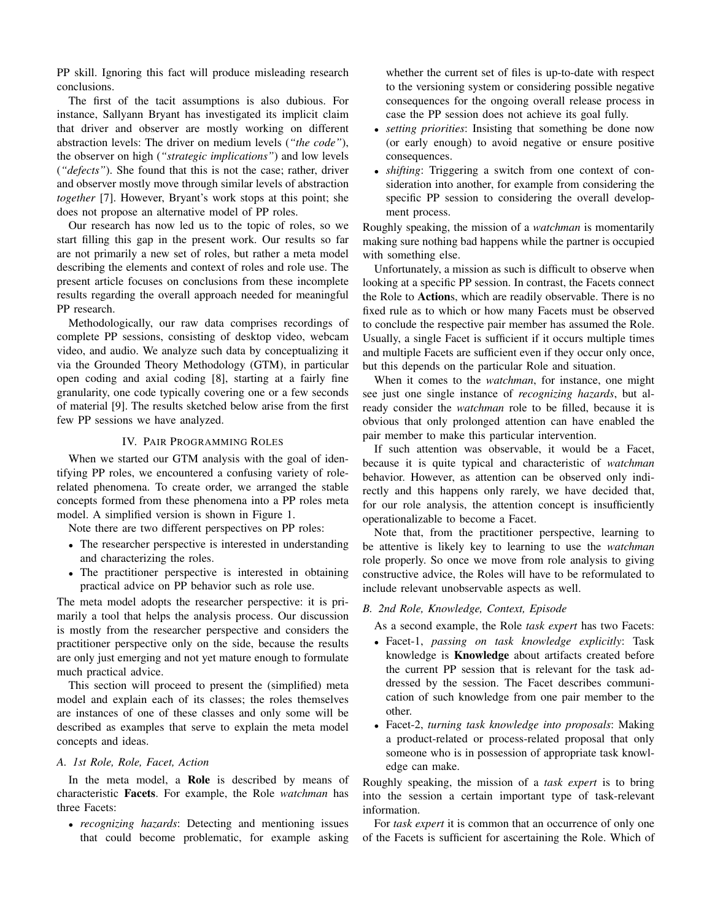PP skill. Ignoring this fact will produce misleading research conclusions.

The first of the tacit assumptions is also dubious. For instance, Sallyann Bryant has investigated its implicit claim that driver and observer are mostly working on different abstraction levels: The driver on medium levels (*"the code"*), the observer on high (*"strategic implications"*) and low levels (*"defects"*). She found that this is not the case; rather, driver and observer mostly move through similar levels of abstraction *together* [7]. However, Bryant's work stops at this point; she does not propose an alternative model of PP roles.

Our research has now led us to the topic of roles, so we start filling this gap in the present work. Our results so far are not primarily a new set of roles, but rather a meta model describing the elements and context of roles and role use. The present article focuses on conclusions from these incomplete results regarding the overall approach needed for meaningful PP research.

Methodologically, our raw data comprises recordings of complete PP sessions, consisting of desktop video, webcam video, and audio. We analyze such data by conceptualizing it via the Grounded Theory Methodology (GTM), in particular open coding and axial coding [8], starting at a fairly fine granularity, one code typically covering one or a few seconds of material [9]. The results sketched below arise from the first few PP sessions we have analyzed.

## IV. Pair Programming Roles

When we started our GTM analysis with the goal of identifying PP roles, we encountered a confusing variety of role-related phenomena. To create order, we arranged the stable concepts formed from these phenomena into a PP roles meta model. A simplified version is shown in Figure 1.

Note there are two different perspectives on PP roles:

- The researcher perspective is interested in understanding and characterizing the roles.
- The practitioner perspective is interested in obtaining practical advice on PP behavior such as role use.

The meta model adopts the researcher perspective: it is primarily a tool that helps the analysis process. Our discussion is mostly from the researcher perspective and considers the practitioner perspective only on the side, because the results are only just emerging and not yet mature enough to formulate much practical advice.

This section will proceed to present the (simplified) meta model and explain each of its classes; the roles themselves are instances of one of these classes and only some will be described as examples that serve to explain the meta model concepts and ideas.

### A. 1st Role, Role, Facet, Action

In the meta model, a **Role** is described by means of characteristic **Facets**. For example, the Role *watchman* has three Facets:

- *recognizing hazards*: Detecting and mentioning issues that could become problematic, for example asking whether the current set of files is up-to-date with respect to the versioning system or considering possible negative consequences for the ongoing overall release process in case the PP session does not achieve its goal fully.
- *setting priorities*: Insisting that something be done now (or early enough) to avoid negative or ensure positive consequences.
- *shifting*: Triggering a switch from one context of consideration into another, for example from considering the specific PP session to considering the overall development process.

Roughly speaking, the mission of a *watchman* is momentarily making sure nothing bad happens while the partner is occupied with something else.

Unfortunately, a mission as such is difficult to observe when looking at a specific PP session. In contrast, the Facets connect the Role to **Action**s, which are readily observable. There is no fixed rule as to which or how many Facets must be observed to conclude the respective pair member has assumed the Role. Usually, a single Facet is sufficient if it occurs multiple times and multiple Facets are sufficient even if they occur only once, but this depends on the particular Role and situation.

When it comes to the *watchman*, for instance, one might see just one single instance of *recognizing hazards*, but already consider the *watchman* role to be filled, because it is obvious that only prolonged attention can have enabled the pair member to make this particular intervention.

If such attention was observable, it would be a Facet, because it is quite typical and characteristic of *watchman* behavior. However, as attention can be observed only indirectly and this happens only rarely, we have decided that, for our role analysis, the attention concept is insufficiently operationalizable to become a Facet.

Note that, from the practitioner perspective, learning to be attentive is likely key to learning to use the *watchman* role properly. So once we move from role analysis to giving constructive advice, the Roles will have to be reformulated to include relevant unobservable aspects as well.

### B. 2nd Role, Knowledge, Context, Episode

As a second example, the Role *task expert* has two Facets:

- Facet-1, *passing on task knowledge explicitly*: Task knowledge is **Knowledge** about artifacts created before the current PP session that is relevant for the task addressed by the session. The Facet describes communication of such knowledge from one pair member to the other.
- Facet-2, *turning task knowledge into proposals*: Making a product-related or process-related proposal that only someone who is in possession of appropriate task knowledge can make.

Roughly speaking, the mission of a *task expert* is to bring into the session a certain important type of task-relevant information.

For *task expert* it is common that an occurrence of only one of the Facets is sufficient for ascertaining the Role. Which of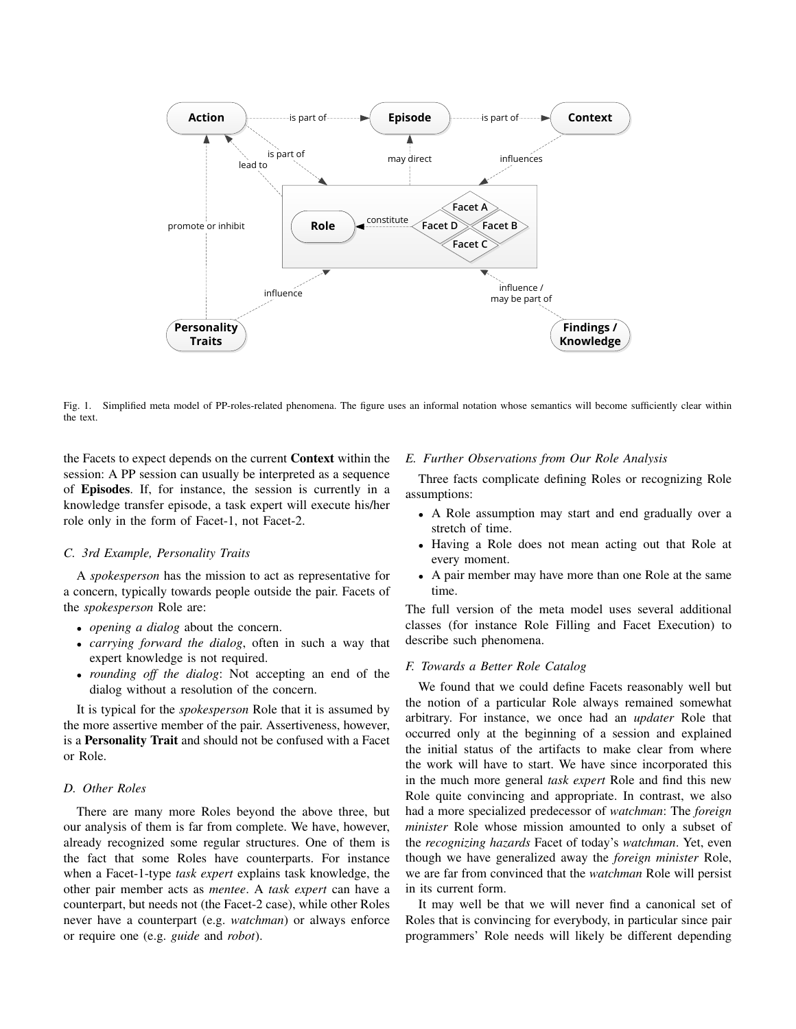Action

is part of

Episode

is part of

Context

is part of

lead to

may direct

influences

promote or inhibit

Role

constitute

Facet A

Facet D

Facet B

Facet C

influence

influence / may be part of

Personality Traits

Findings / Knowledge

Fig. 1. Simplified meta model of PP-roles-related phenomena. The figure uses an informal notation whose semantics will become sufficiently clear within the text.

the Facets to expect depends on the current **Context** within the session: A PP session can usually be interpreted as a sequence of **Episodes**. If, for instance, the session is currently in a knowledge transfer episode, a task expert will execute his/her role only in the form of Facet-1, not Facet-2.

### C. 3rd Example, Personality Traits

A *spokesperson* has the mission to act as representative for a concern, typically towards people outside the pair. Facets of the *spokesperson* Role are:

- *opening a dialog* about the concern.
- *carrying forward the dialog*, often in such a way that expert knowledge is not required.
- *rounding off the dialog*: Not accepting an end of the dialog without a resolution of the concern.

It is typical for the *spokesperson* Role that it is assumed by the more assertive member of the pair. Assertiveness, however, is a **Personality Trait** and should not be confused with a Facet or Role.

### D. Other Roles

There are many more Roles beyond the above three, but our analysis of them is far from complete. We have, however, already recognized some regular structures. One of them is the fact that some Roles have counterparts. For instance when a Facet-1-type *task expert* explains task knowledge, the other pair member acts as *mentee*. A *task expert* can have a counterpart, but needs not (the Facet-2 case), while other Roles never have a counterpart (e.g. *watchman*) or always enforce or require one (e.g. *guide* and *robot*).

### E. Further Observations from Our Role Analysis

Three facts complicate defining Roles or recognizing Role assumptions:

- A Role assumption may start and end gradually over a stretch of time.
- Having a Role does not mean acting out that Role at every moment.
- A pair member may have more than one Role at the same time.

The full version of the meta model uses several additional classes (for instance Role Filling and Facet Execution) to describe such phenomena.

### F. Towards a Better Role Catalog

We found that we could define Facets reasonably well but the notion of a particular Role always remained somewhat arbitrary. For instance, we once had an *updater* Role that occurred only at the beginning of a session and explained the initial status of the artifacts to make clear from where the work will have to start. We have since incorporated this in the much more general *task expert* Role and find this new Role quite convincing and appropriate. In contrast, we also had a more specialized predecessor of *watchman*: The *foreign minister* Role whose mission amounted to only a subset of the *recognizing hazards* Facet of today's *watchman*. Yet, even though we have generalized away the *foreign minister* Role, we are far from convinced that the *watchman* Role will persist in its current form.

It may well be that we will never find a canonical set of Roles that is convincing for everybody, in particular since pair programmers' Role needs will likely be different depending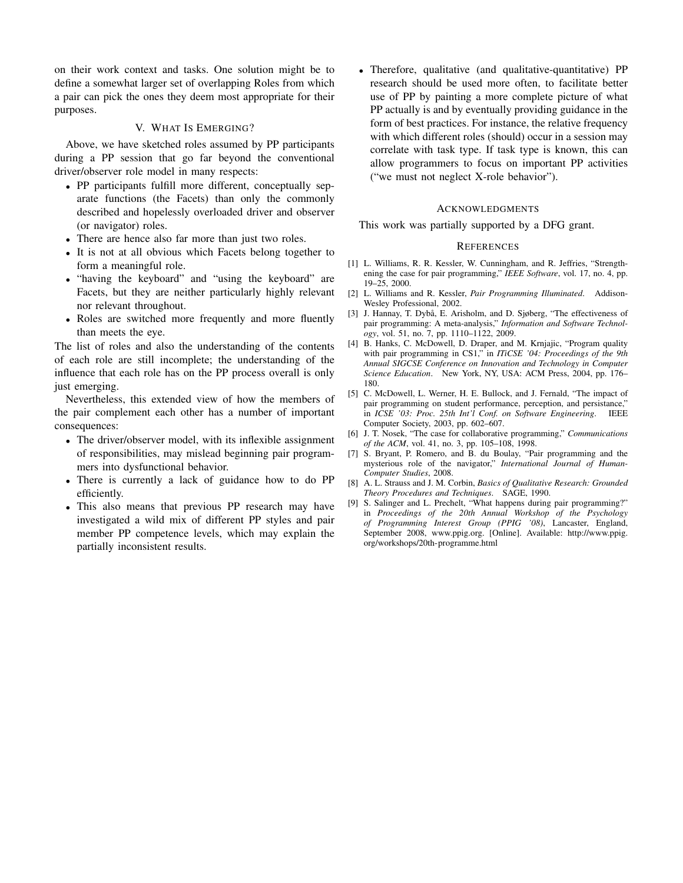on their work context and tasks. One solution might be to define a somewhat larger set of overlapping Roles from which a pair can pick the ones they deem most appropriate for their purposes.

## V. What Is Emerging?

Above, we have sketched roles assumed by PP participants during a PP session that go far beyond the conventional driver/observer role model in many respects:

- PP participants fulfill more different, conceptually separate functions (the Facets) than only the commonly described and hopelessly overloaded driver and observer (or navigator) roles.
- There are hence also far more than just two roles.
- It is not at all obvious which Facets belong together to form a meaningful role.
- "having the keyboard" and "using the keyboard" are Facets, but they are neither particularly highly relevant nor relevant throughout.
- Roles are switched more frequently and more fluently than meets the eye.

The list of roles and also the understanding of the contents of each role are still incomplete; the understanding of the influence that each role has on the PP process overall is only just emerging.

Nevertheless, this extended view of how the members of the pair complement each other has a number of important consequences:

- The driver/observer model, with its inflexible assignment of responsibilities, may mislead beginning pair programmers into dysfunctional behavior.
- There is currently a lack of guidance how to do PP efficiently.
- This also means that previous PP research may have investigated a wild mix of different PP styles and pair member PP competence levels, which may explain the partially inconsistent results.
- Therefore, qualitative (and qualitative-quantitative) PP research should be used more often, to facilitate better use of PP by painting a more complete picture of what PP actually is and by eventually providing guidance in the form of best practices. For instance, the relative frequency with which different roles (should) occur in a session may correlate with task type. If task type is known, this can allow programmers to focus on important PP activities ("we must not neglect X-role behavior").

## Acknowledgments

This work was partially supported by a DFG grant.

## References

[1] L. Williams, R. R. Kessler, W. Cunningham, and R. Jeffries, "Strengthening the case for pair programming," *IEEE Software*, vol. 17, no. 4, pp. 19–25, 2000.

[2] L. Williams and R. Kessler, *Pair Programming Illuminated*. Addison-Wesley Professional, 2002.

[3] J. Hannay, T. Dybå, E. Arisholm, and D. Sjøberg, "The effectiveness of pair programming: A meta-analysis," *Information and Software Technology*, vol. 51, no. 7, pp. 1110–1122, 2009.

[4] B. Hanks, C. McDowell, D. Draper, and M. Krnjajic, "Program quality with pair programming in CS1," in *ITiCSE '04: Proceedings of the 9th Annual SIGCSE Conference on Innovation and Technology in Computer Science Education*. New York, NY, USA: ACM Press, 2004, pp. 176–180.

[5] C. McDowell, L. Werner, H. E. Bullock, and J. Fernald, "The impact of pair programming on student performance, perception, and persistance," in *ICSE '03: Proc. 25th Int'l Conf. on Software Engineering*. IEEE Computer Society, 2003, pp. 602–607.

[6] J. T. Nosek, "The case for collaborative programming," *Communications of the ACM*, vol. 41, no. 3, pp. 105–108, 1998.

[7] S. Bryant, P. Romero, and B. du Boulay, "Pair programming and the mysterious role of the navigator," *International Journal of Human-Computer Studies*, 2008.

[8] A. L. Strauss and J. M. Corbin, *Basics of Qualitative Research: Grounded Theory Procedures and Techniques*. SAGE, 1990.

[9] S. Salinger and L. Prechelt, "What happens during pair programming?" in *Proceedings of the 20th Annual Workshop of the Psychology of Programming Interest Group (PPIG '08)*, Lancaster, England, September 2008, www.ppig.org. [Online]. Available: http://www.ppig.org/workshops/20th-programme.html